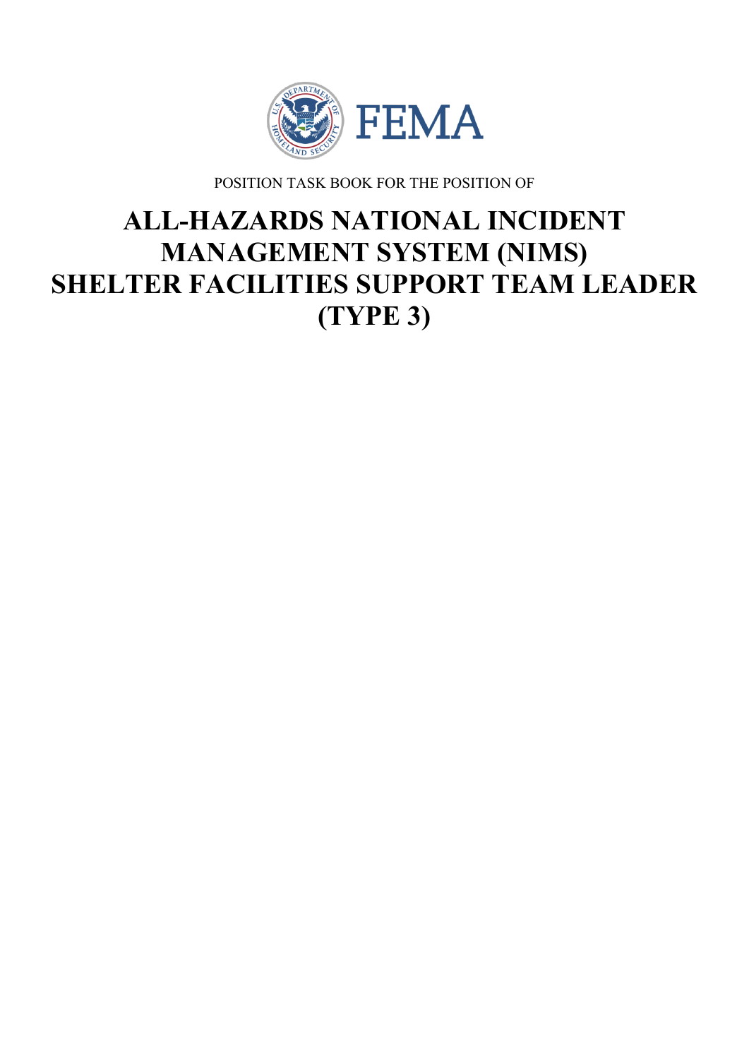FEMA

POSITION TASK BOOK FOR THE POSITION OF

# ALL-HAZARDS NATIONAL INCIDENT MANAGEMENT SYSTEM (NIMS) SHELTER FACILITIES SUPPORT TEAM LEADER (TYPE 3)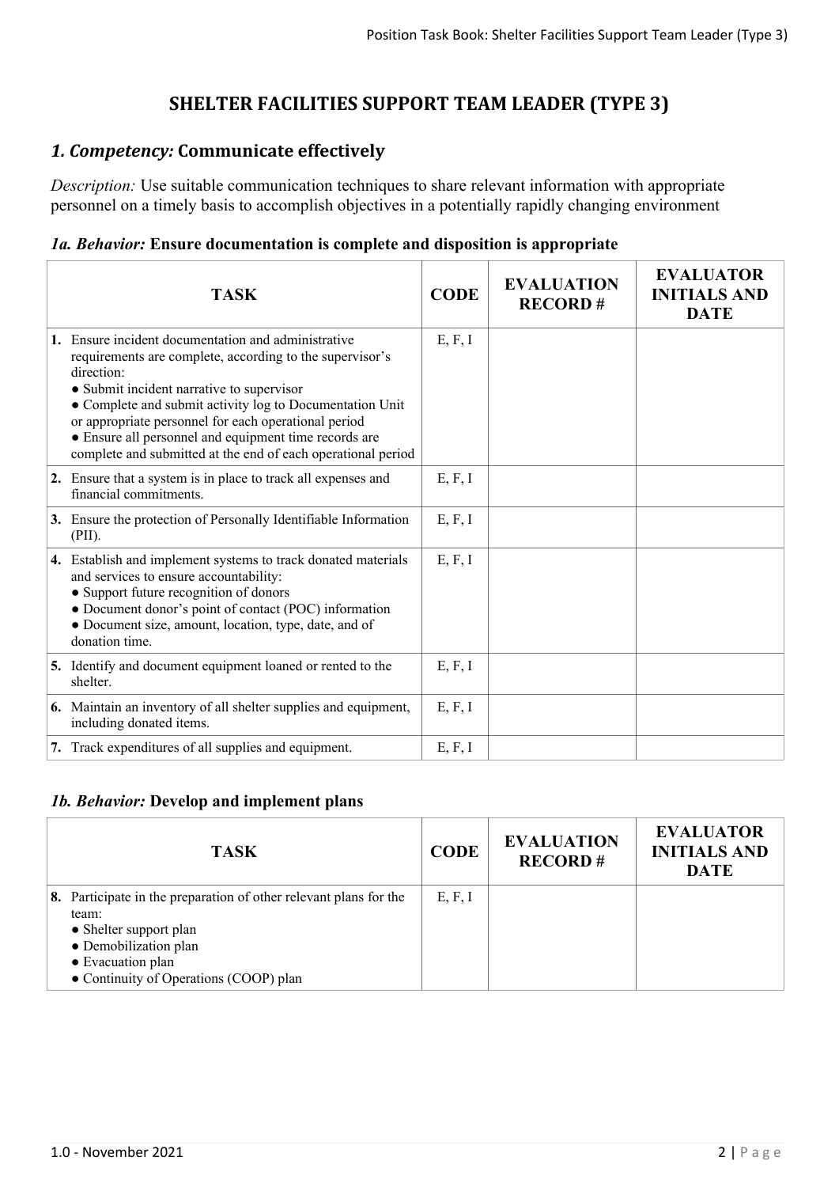# SHELTER FACILITIES SUPPORT TEAM LEADER (TYPE 3)

## *1. Competency:* Communicate effectively

*Description:* Use suitable communication techniques to share relevant information with appropriate personnel on a timely basis to accomplish objectives in a potentially rapidly changing environment

### *1a. Behavior:* Ensure documentation is complete and disposition is appropriate

| TASK | CODE | EVALUATION RECORD # | EVALUATOR INITIALS AND DATE |
|---|---|---|---|
| **1.** Ensure incident documentation and administrative requirements are complete, according to the supervisor's direction:<br>● Submit incident narrative to supervisor<br>● Complete and submit activity log to Documentation Unit or appropriate personnel for each operational period<br>● Ensure all personnel and equipment time records are complete and submitted at the end of each operational period | E, F, I | | |
| **2.** Ensure that a system is in place to track all expenses and financial commitments. | E, F, I | | |
| **3.** Ensure the protection of Personally Identifiable Information (PII). | E, F, I | | |
| **4.** Establish and implement systems to track donated materials and services to ensure accountability:<br>● Support future recognition of donors<br>● Document donor's point of contact (POC) information<br>● Document size, amount, location, type, date, and of donation time. | E, F, I | | |
| **5.** Identify and document equipment loaned or rented to the shelter. | E, F, I | | |
| **6.** Maintain an inventory of all shelter supplies and equipment, including donated items. | E, F, I | | |
| **7.** Track expenditures of all supplies and equipment. | E, F, I | | |

### *1b. Behavior:* Develop and implement plans

| TASK | CODE | EVALUATION RECORD # | EVALUATOR INITIALS AND DATE |
|---|---|---|---|
| **8.** Participate in the preparation of other relevant plans for the team:<br>● Shelter support plan<br>● Demobilization plan<br>● Evacuation plan<br>● Continuity of Operations (COOP) plan | E, F, I | | |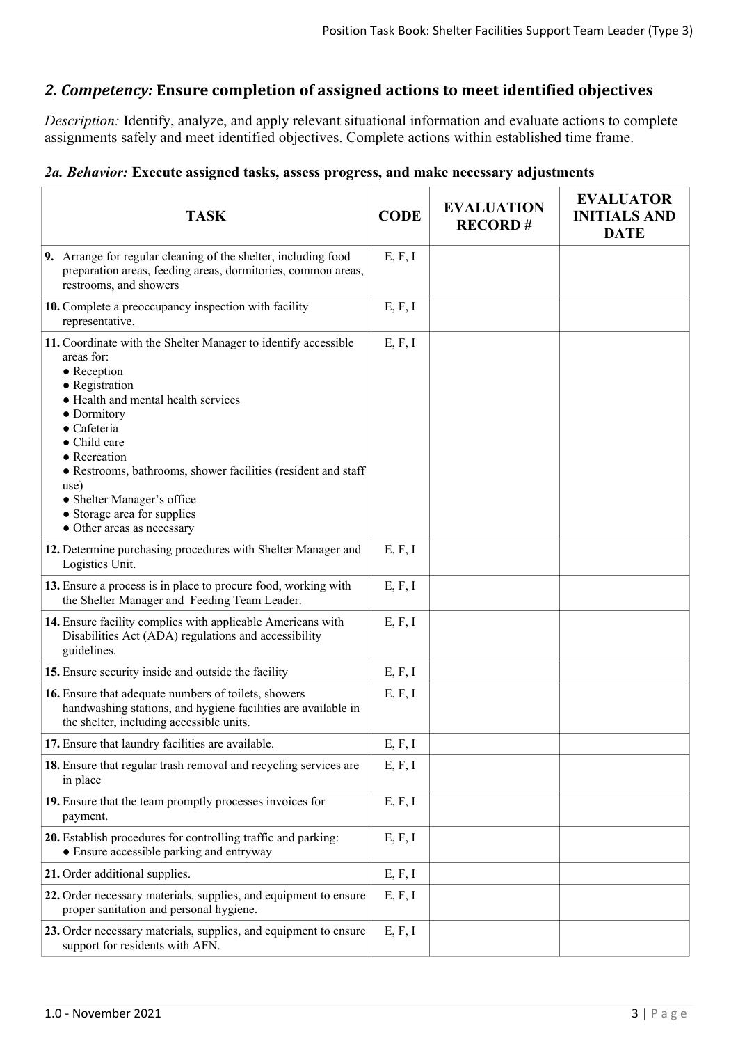## *2. Competency:* Ensure completion of assigned actions to meet identified objectives

*Description:* Identify, analyze, and apply relevant situational information and evaluate actions to complete assignments safely and meet identified objectives. Complete actions within established time frame.

### *2a. Behavior:* Execute assigned tasks, assess progress, and make necessary adjustments

| TASK | CODE | EVALUATION RECORD # | EVALUATOR INITIALS AND DATE |
|---|---|---|---|
| **9.** Arrange for regular cleaning of the shelter, including food preparation areas, feeding areas, dormitories, common areas, restrooms, and showers | E, F, I | | |
| **10.** Complete a preoccupancy inspection with facility representative. | E, F, I | | |
| **11.** Coordinate with the Shelter Manager to identify accessible areas for:<br>● Reception<br>● Registration<br>● Health and mental health services<br>● Dormitory<br>● Cafeteria<br>● Child care<br>● Recreation<br>● Restrooms, bathrooms, shower facilities (resident and staff use)<br>● Shelter Manager's office<br>● Storage area for supplies<br>● Other areas as necessary | E, F, I | | |
| **12.** Determine purchasing procedures with Shelter Manager and Logistics Unit. | E, F, I | | |
| **13.** Ensure a process is in place to procure food, working with the Shelter Manager and Feeding Team Leader. | E, F, I | | |
| **14.** Ensure facility complies with applicable Americans with Disabilities Act (ADA) regulations and accessibility guidelines. | E, F, I | | |
| **15.** Ensure security inside and outside the facility | E, F, I | | |
| **16.** Ensure that adequate numbers of toilets, showers handwashing stations, and hygiene facilities are available in the shelter, including accessible units. | E, F, I | | |
| **17.** Ensure that laundry facilities are available. | E, F, I | | |
| **18.** Ensure that regular trash removal and recycling services are in place | E, F, I | | |
| **19.** Ensure that the team promptly processes invoices for payment. | E, F, I | | |
| **20.** Establish procedures for controlling traffic and parking:<br>● Ensure accessible parking and entryway | E, F, I | | |
| **21.** Order additional supplies. | E, F, I | | |
| **22.** Order necessary materials, supplies, and equipment to ensure proper sanitation and personal hygiene. | E, F, I | | |
| **23.** Order necessary materials, supplies, and equipment to ensure support for residents with AFN. | E, F, I | | |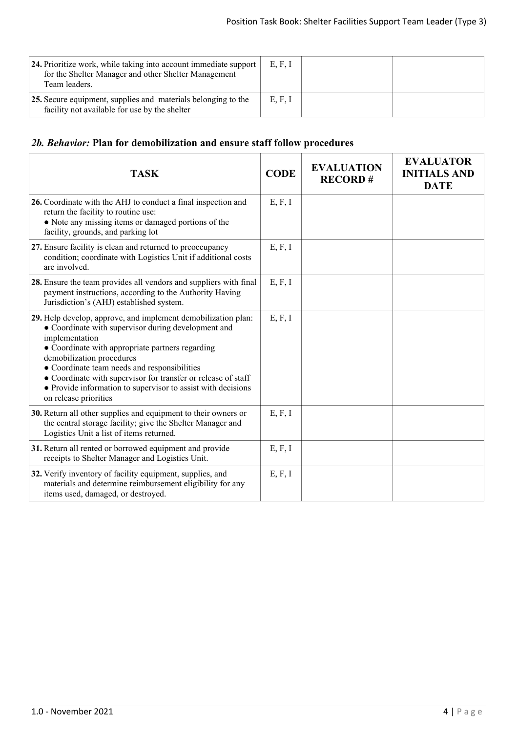| | | | |
|---|---|---|---|
| **24.** Prioritize work, while taking into account immediate support for the Shelter Manager and other Shelter Management Team leaders. | E, F, I | | |
| **25.** Secure equipment, supplies and materials belonging to the facility not available for use by the shelter | E, F, I | | |

### *2b. Behavior:* Plan for demobilization and ensure staff follow procedures

| TASK | CODE | EVALUATION RECORD # | EVALUATOR INITIALS AND DATE |
|---|---|---|---|
| **26.** Coordinate with the AHJ to conduct a final inspection and return the facility to routine use:<br>● Note any missing items or damaged portions of the facility, grounds, and parking lot | E, F, I | | |
| **27.** Ensure facility is clean and returned to preoccupancy condition; coordinate with Logistics Unit if additional costs are involved. | E, F, I | | |
| **28.** Ensure the team provides all vendors and suppliers with final payment instructions, according to the Authority Having Jurisdiction's (AHJ) established system. | E, F, I | | |
| **29.** Help develop, approve, and implement demobilization plan:<br>● Coordinate with supervisor during development and implementation<br>● Coordinate with appropriate partners regarding demobilization procedures<br>● Coordinate team needs and responsibilities<br>● Coordinate with supervisor for transfer or release of staff<br>● Provide information to supervisor to assist with decisions on release priorities | E, F, I | | |
| **30.** Return all other supplies and equipment to their owners or the central storage facility; give the Shelter Manager and Logistics Unit a list of items returned. | E, F, I | | |
| **31.** Return all rented or borrowed equipment and provide receipts to Shelter Manager and Logistics Unit. | E, F, I | | |
| **32.** Verify inventory of facility equipment, supplies, and materials and determine reimbursement eligibility for any items used, damaged, or destroyed. | E, F, I | | |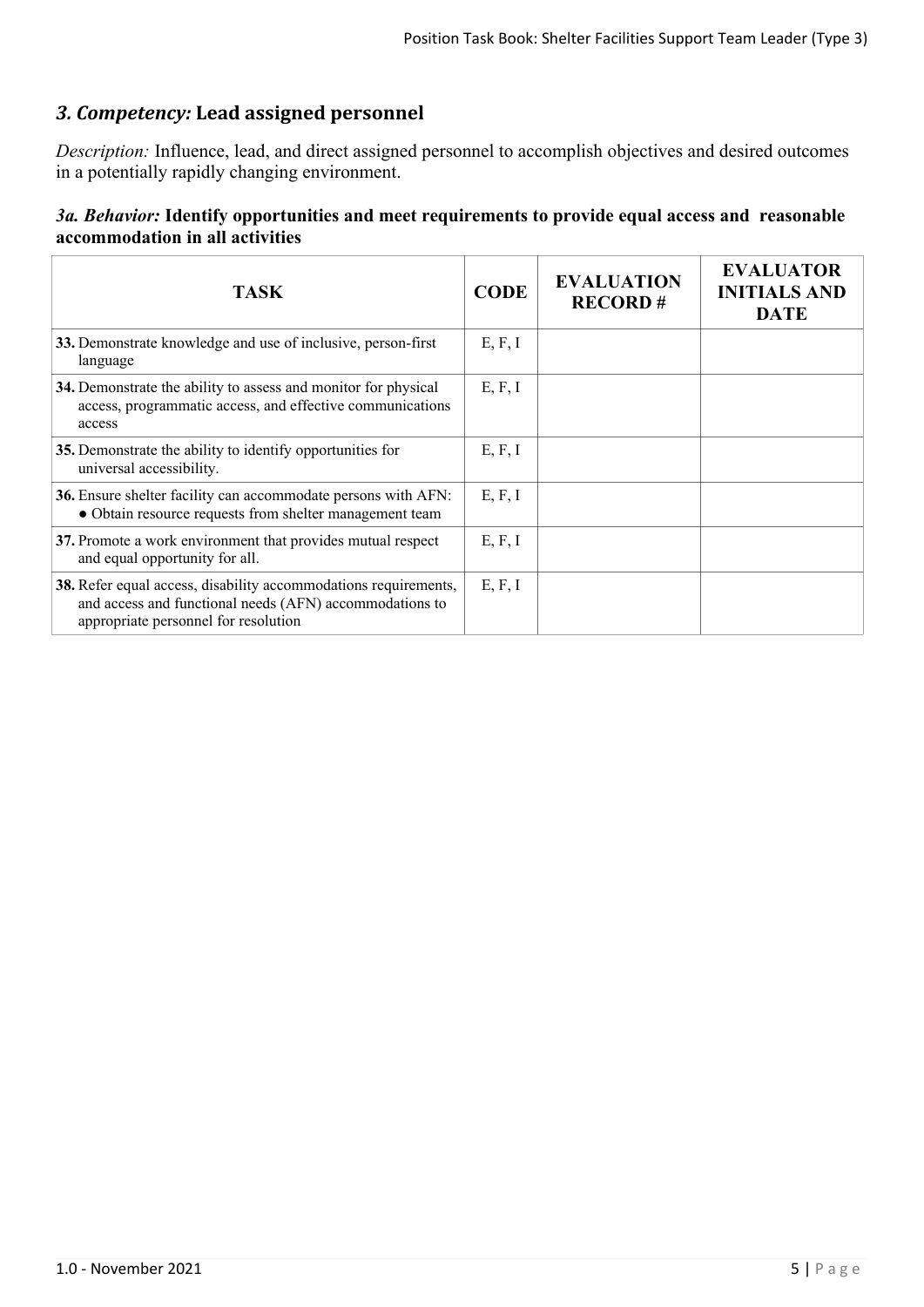## *3. Competency:* Lead assigned personnel

*Description:* Influence, lead, and direct assigned personnel to accomplish objectives and desired outcomes in a potentially rapidly changing environment.

### *3a. Behavior:* Identify opportunities and meet requirements to provide equal access and reasonable accommodation in all activities

| TASK | CODE | EVALUATION RECORD # | EVALUATOR INITIALS AND DATE |
|---|---|---|---|
| **33.** Demonstrate knowledge and use of inclusive, person-first language | E, F, I | | |
| **34.** Demonstrate the ability to assess and monitor for physical access, programmatic access, and effective communications access | E, F, I | | |
| **35.** Demonstrate the ability to identify opportunities for universal accessibility. | E, F, I | | |
| **36.** Ensure shelter facility can accommodate persons with AFN: ● Obtain resource requests from shelter management team | E, F, I | | |
| **37.** Promote a work environment that provides mutual respect and equal opportunity for all. | E, F, I | | |
| **38.** Refer equal access, disability accommodations requirements, and access and functional needs (AFN) accommodations to appropriate personnel for resolution | E, F, I | | |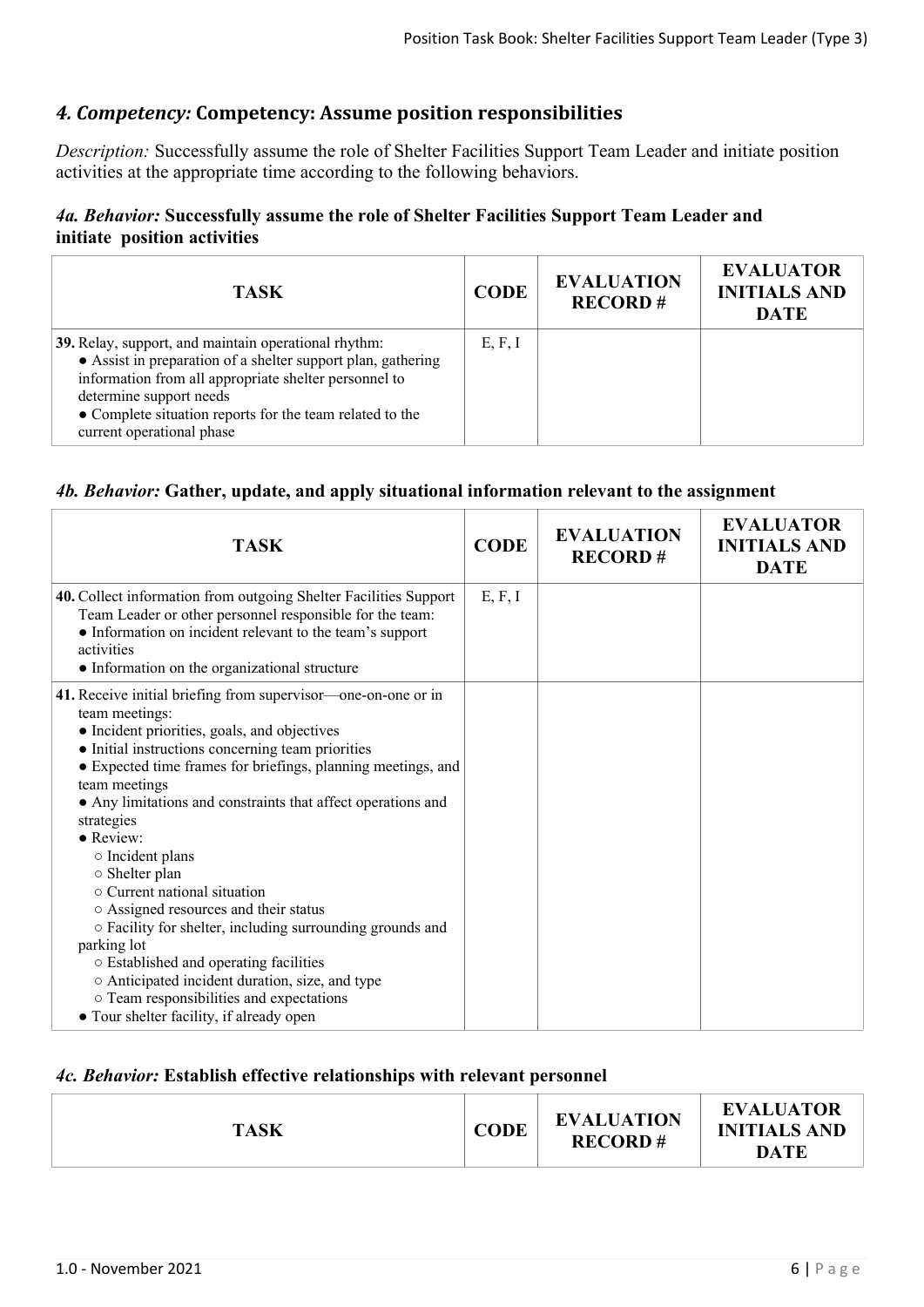## *4. Competency:* Competency: Assume position responsibilities

*Description:* Successfully assume the role of Shelter Facilities Support Team Leader and initiate position activities at the appropriate time according to the following behaviors.

### *4a. Behavior:* Successfully assume the role of Shelter Facilities Support Team Leader and initiate position activities

| TASK | CODE | EVALUATION RECORD # | EVALUATOR INITIALS AND DATE |
|---|---|---|---|
| **39.** Relay, support, and maintain operational rhythm:<br>● Assist in preparation of a shelter support plan, gathering information from all appropriate shelter personnel to determine support needs<br>● Complete situation reports for the team related to the current operational phase | E, F, I | | |

### *4b. Behavior:* Gather, update, and apply situational information relevant to the assignment

| TASK | CODE | EVALUATION RECORD # | EVALUATOR INITIALS AND DATE |
|---|---|---|---|
| **40.** Collect information from outgoing Shelter Facilities Support Team Leader or other personnel responsible for the team:<br>● Information on incident relevant to the team's support activities<br>● Information on the organizational structure | E, F, I | | |
| **41.** Receive initial briefing from supervisor—one-on-one or in team meetings:<br>● Incident priorities, goals, and objectives<br>● Initial instructions concerning team priorities<br>● Expected time frames for briefings, planning meetings, and team meetings<br>● Any limitations and constraints that affect operations and strategies<br>● Review:<br>○ Incident plans<br>○ Shelter plan<br>○ Current national situation<br>○ Assigned resources and their status<br>○ Facility for shelter, including surrounding grounds and parking lot<br>○ Established and operating facilities<br>○ Anticipated incident duration, size, and type<br>○ Team responsibilities and expectations<br>● Tour shelter facility, if already open | | | |

### *4c. Behavior:* Establish effective relationships with relevant personnel

| TASK | CODE | EVALUATION RECORD # | EVALUATOR INITIALS AND DATE |
|---|---|---|---|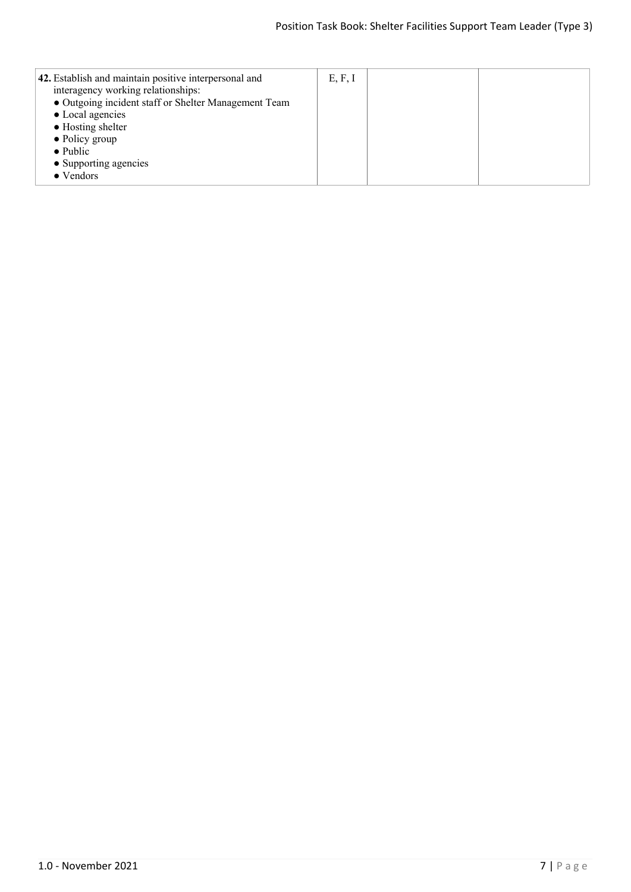| | | | |
|---|---|---|---|
| **42.** Establish and maintain positive interpersonal and interagency working relationships:<br>● Outgoing incident staff or Shelter Management Team<br>● Local agencies<br>● Hosting shelter<br>● Policy group<br>● Public<br>● Supporting agencies<br>● Vendors | E, F, I | | |